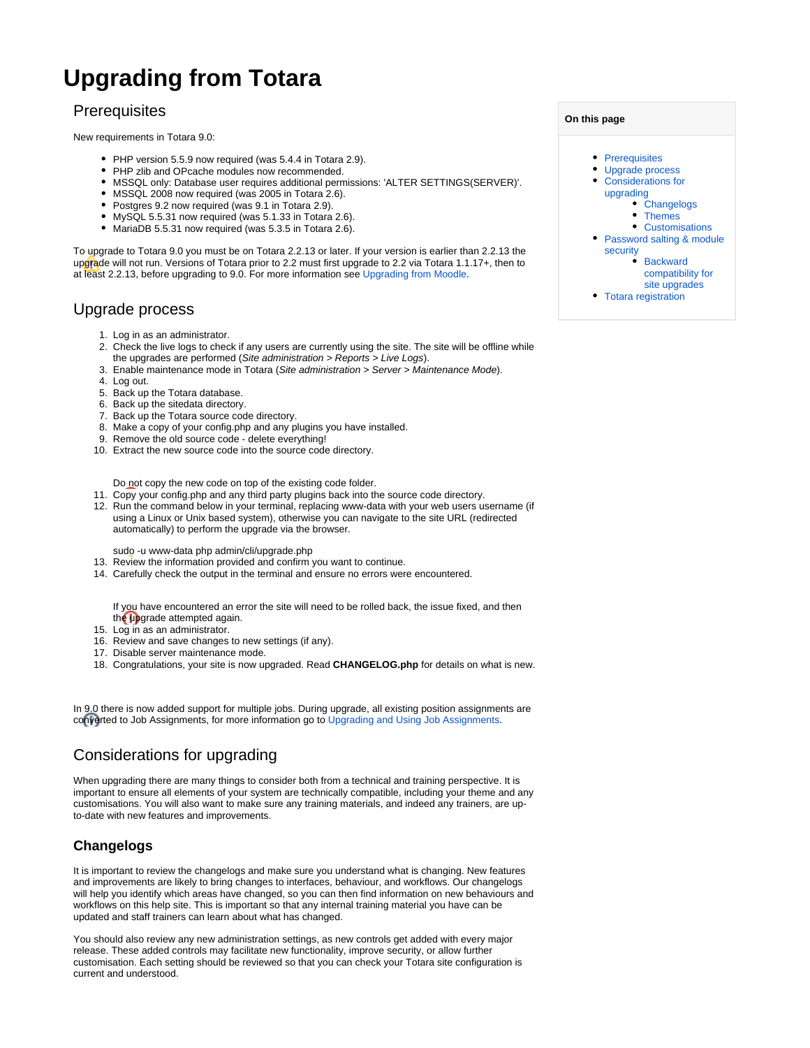# Upgrading from Totara

**On this page**

- Prerequisites
- Upgrade process
- Considerations for upgrading
  - Changelogs
  - Themes
  - Customisations
- Password salting & module security
  - Backward compatibility for site upgrades
- Totara registration

## Prerequisites

New requirements in Totara 9.0:

- PHP version 5.5.9 now required (was 5.4.4 in Totara 2.9).
- PHP zlib and OPcache modules now recommended.
- MSSQL only: Database user requires additional permissions: 'ALTER SETTINGS(SERVER)'.
- MSSQL 2008 now required (was 2005 in Totara 2.6).
- Postgres 9.2 now required (was 9.1 in Totara 2.9).
- MySQL 5.5.31 now required (was 5.1.33 in Totara 2.6).
- MariaDB 5.5.31 now required (was 5.3.5 in Totara 2.6).

To upgrade to Totara 9.0 you must be on Totara 2.2.13 or later. If your version is earlier than 2.2.13 the upgrade will not run. Versions of Totara prior to 2.2 must first upgrade to 2.2 via Totara 1.1.17+, then to at least 2.2.13, before upgrading to 9.0. For more information see Upgrading from Moodle.

## Upgrade process

1. Log in as an administrator.
2. Check the live logs to check if any users are currently using the site. The site will be offline while the upgrades are performed (*Site administration > Reports > Live Logs*).
3. Enable maintenance mode in Totara (*Site administration > Server > Maintenance Mode*).
4. Log out.
5. Back up the Totara database.
6. Back up the sitedata directory.
7. Back up the Totara source code directory.
8. Make a copy of your config.php and any plugins you have installed.
9. Remove the old source code - delete everything!
10. Extract the new source code into the source code directory.

    Do not copy the new code on top of the existing code folder.
11. Copy your config.php and any third party plugins back into the source code directory.
12. Run the command below in your terminal, replacing www-data with your web users username (if using a Linux or Unix based system), otherwise you can navigate to the site URL (redirected automatically) to perform the upgrade via the browser.

    ```
    sudo -u www-data php admin/cli/upgrade.php
    ```
13. Review the information provided and confirm you want to continue.
14. Carefully check the output in the terminal and ensure no errors were encountered.

    If you have encountered an error the site will need to be rolled back, the issue fixed, and then the upgrade attempted again.
15. Log in as an administrator.
16. Review and save changes to new settings (if any).
17. Disable server maintenance mode.
18. Congratulations, your site is now upgraded. Read **CHANGELOG.php** for details on what is new.

In 9.0 there is now added support for multiple jobs. During upgrade, all existing position assignments are converted to Job Assignments, for more information go to Upgrading and Using Job Assignments.

## Considerations for upgrading

When upgrading there are many things to consider both from a technical and training perspective. It is important to ensure all elements of your system are technically compatible, including your theme and any customisations. You will also want to make sure any training materials, and indeed any trainers, are up-to-date with new features and improvements.

### Changelogs

It is important to review the changelogs and make sure you understand what is changing. New features and improvements are likely to bring changes to interfaces, behaviour, and workflows. Our changelogs will help you identify which areas have changed, so you can then find information on new behaviours and workflows on this help site. This is important so that any internal training material you have can be updated and staff trainers can learn about what has changed.

You should also review any new administration settings, as new controls get added with every major release. These added controls may facilitate new functionality, improve security, or allow further customisation. Each setting should be reviewed so that you can check your Totara site configuration is current and understood.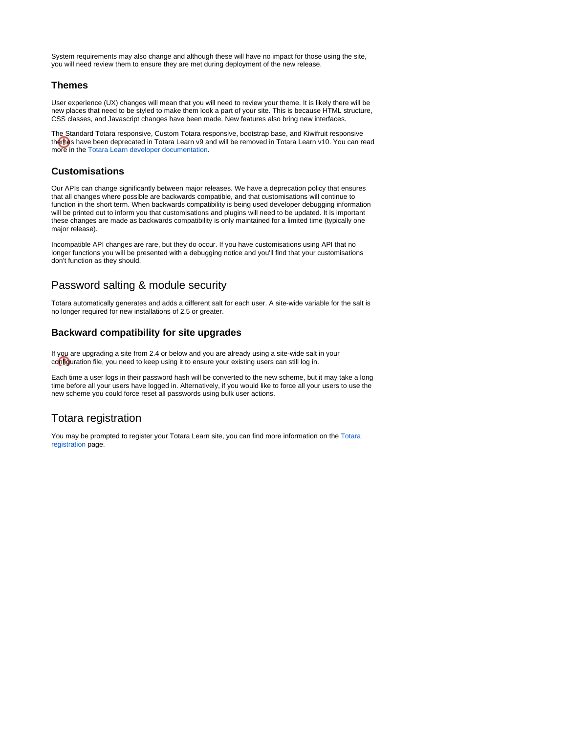System requirements may also change and although these will have no impact for those using the site, you will need review them to ensure they are met during deployment of the new release.

### Themes

User experience (UX) changes will mean that you will need to review your theme. It is likely there will be new places that need to be styled to make them look a part of your site. This is because HTML structure, CSS classes, and Javascript changes have been made. New features also bring new interfaces.

The Standard Totara responsive, Custom Totara responsive, bootstrap base, and Kiwifruit responsive themes have been deprecated in Totara Learn v9 and will be removed in Totara Learn v10. You can read more in the Totara Learn developer documentation.

### Customisations

Our APIs can change significantly between major releases. We have a deprecation policy that ensures that all changes where possible are backwards compatible, and that customisations will continue to function in the short term. When backwards compatibility is being used developer debugging information will be printed out to inform you that customisations and plugins will need to be updated. It is important these changes are made as backwards compatibility is only maintained for a limited time (typically one major release).

Incompatible API changes are rare, but they do occur. If you have customisations using API that no longer functions you will be presented with a debugging notice and you'll find that your customisations don't function as they should.

## Password salting & module security

Totara automatically generates and adds a different salt for each user. A site-wide variable for the salt is no longer required for new installations of 2.5 or greater.

### Backward compatibility for site upgrades

If you are upgrading a site from 2.4 or below and you are already using a site-wide salt in your configuration file, you need to keep using it to ensure your existing users can still log in.

Each time a user logs in their password hash will be converted to the new scheme, but it may take a long time before all your users have logged in. Alternatively, if you would like to force all your users to use the new scheme you could force reset all passwords using bulk user actions.

## Totara registration

You may be prompted to register your Totara Learn site, you can find more information on the Totara registration page.